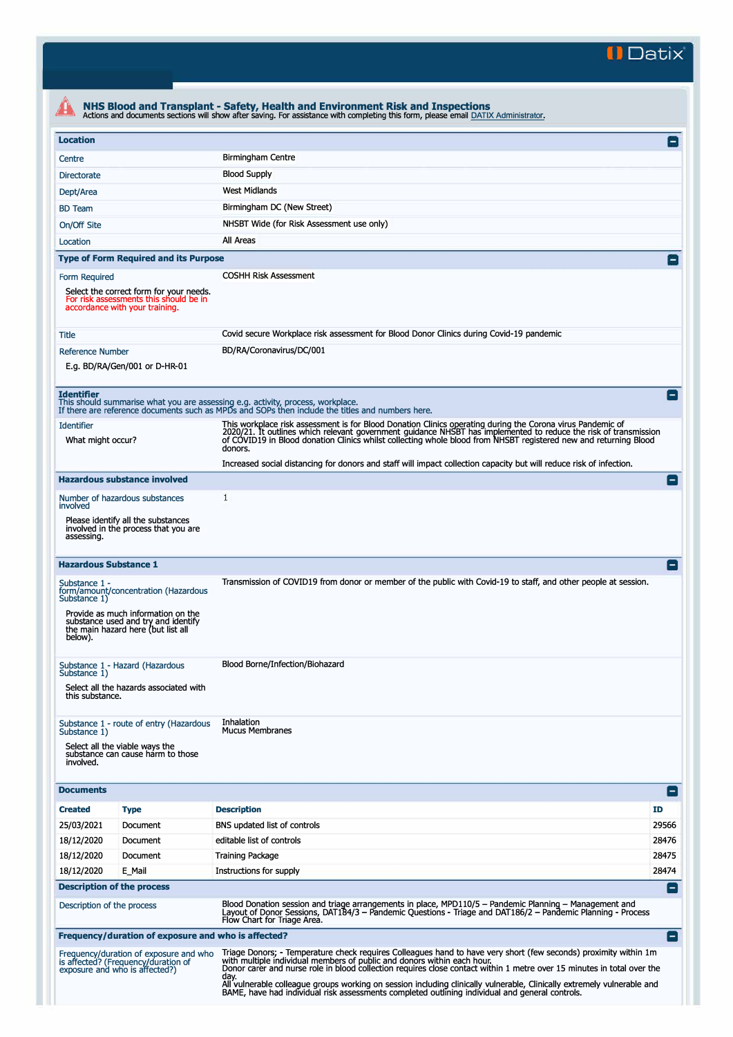Datix

# NHS Blood and Transplant - Safety, Health and Environment Risk and Inspections

Actions and documents sections will show after saving. For assistance with completing this form, please email DATIX Administrator.

## Location

| | |
|---|---|
| Centre | Birmingham Centre |
| Directorate | Blood Supply |
| Dept/Area | West Midlands |
| BD Team | Birmingham DC (New Street) |
| On/Off Site | NHSBT Wide (for Risk Assessment use only) |
| Location | All Areas |

## Type of Form Required and its Purpose

| | |
|---|---|
| Form Required<br>Select the correct form for your needs. For risk assessments this should be in accordance with your training. | COSHH Risk Assessment |
| Title | Covid secure Workplace risk assessment for Blood Donor Clinics during Covid-19 pandemic |
| Reference Number<br>E.g. BD/RA/Gen/001 or D-HR-01 | BD/RA/Coronavirus/DC/001 |

## Identifier

This should summarise what you are assessing e.g. activity, process, workplace.
If there are reference documents such as MPDs and SOPs then include the titles and numbers here.

| | |
|---|---|
| Identifier<br>What might occur? | This workplace risk assessment is for Blood Donation Clinics operating during the Corona virus Pandemic of 2020/21. It outlines which relevant government guidance NHSBT has implemented to reduce the risk of transmission of COVID19 in Blood donation Clinics whilst collecting whole blood from NHSBT registered new and returning Blood donors.<br><br>Increased social distancing for donors and staff will impact collection capacity but will reduce risk of infection. |

## Hazardous substance involved

| | |
|---|---|
| Number of hazardous substances involved<br>Please identify all the substances involved in the process that you are assessing. | 1 |

## Hazardous Substance 1

| | |
|---|---|
| Substance 1 - form/amount/concentration (Hazardous Substance 1)<br>Provide as much information on the substance used and try and identify the main hazard here (but list all below). | Transmission of COVID19 from donor or member of the public with Covid-19 to staff, and other people at session. |
| Substance 1 - Hazard (Hazardous Substance 1)<br>Select all the hazards associated with this substance. | Blood Borne/Infection/Biohazard |
| Substance 1 - route of entry (Hazardous Substance 1)<br>Select all the viable ways the substance can cause harm to those involved. | Inhalation<br>Mucus Membranes |

## Documents

| Created | Type | Description | ID |
|---|---|---|---|
| 25/03/2021 | Document | BNS updated list of controls | 29566 |
| 18/12/2020 | Document | editable list of controls | 28476 |
| 18/12/2020 | Document | Training Package | 28475 |
| 18/12/2020 | E_Mail | Instructions for supply | 28474 |

## Description of the process

| | |
|---|---|
| Description of the process | Blood Donation session and triage arrangements in place, MPD110/5 – Pandemic Planning – Management and Layout of Donor Sessions, DAT184/3 – Pandemic Questions - Triage and DAT186/2 – Pandemic Planning - Process Flow Chart for Triage Area. |

## Frequency/duration of exposure and who is affected?

| | |
|---|---|
| Frequency/duration of exposure and who is affected? (Frequency/duration of exposure and who is affected?) | Triage Donors; - Temperature check requires Colleagues hand to have very short (few seconds) proximity within 1m with multiple individual members of public and donors within each hour.<br>Donor carer and nurse role in blood collection requires close contact within 1 metre over 15 minutes in total over the day.<br>All vulnerable colleague groups working on session including clinically vulnerable, Clinically extremely vulnerable and BAME, have had individual risk assessments completed outlining individual and general controls. |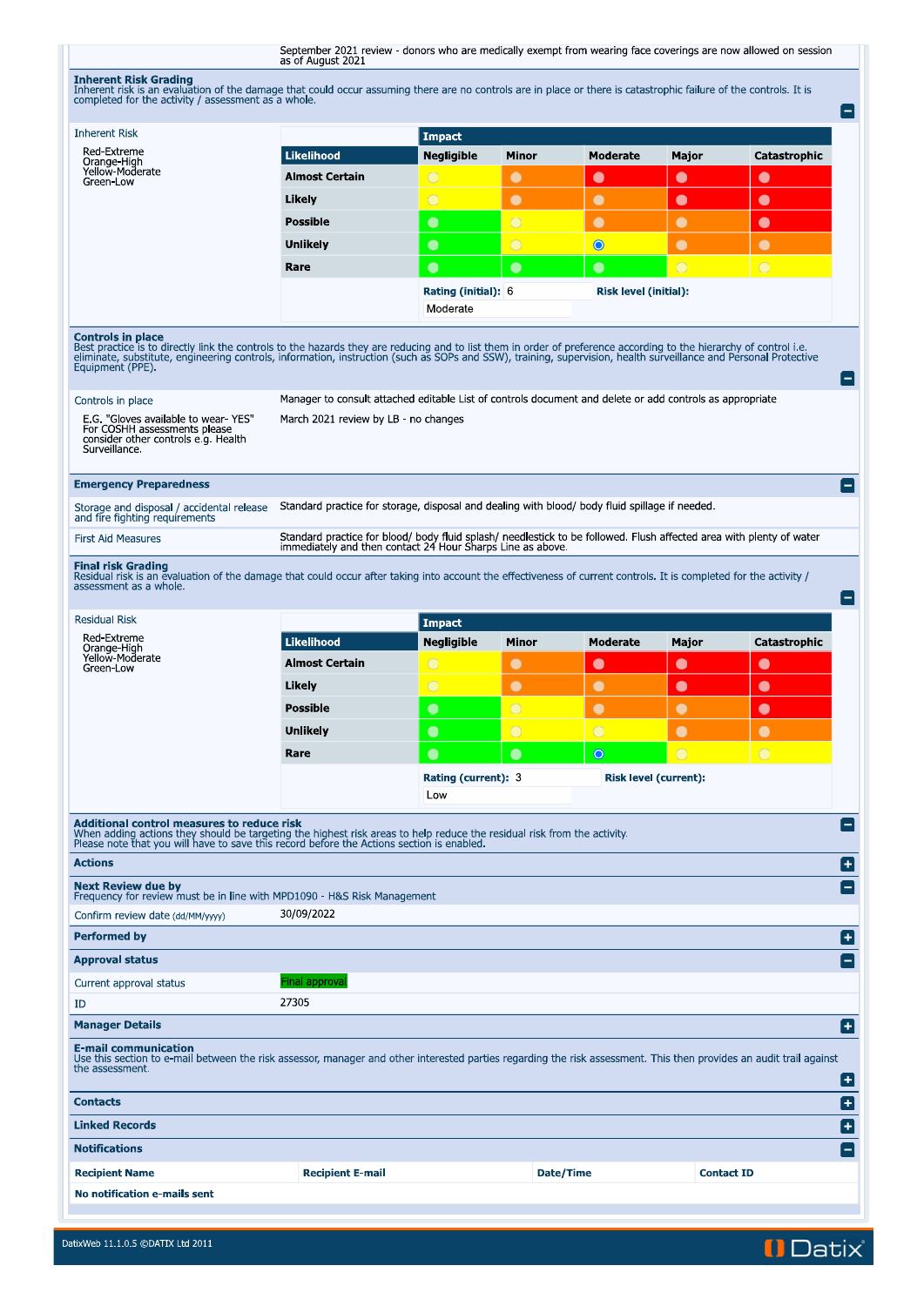September 2021 review - donors who are medically exempt from wearing face coverings are now allowed on session as of August 2021

## Inherent Risk Grading

Inherent risk is an evaluation of the damage that could occur assuming there are no controls are in place or there is catastrophic failure of the controls. It is completed for the activity / assessment as a whole.

Inherent Risk

Red-Extreme
Orange-High
Yellow-Moderate
Green-Low

| | Impact | | | | |
|---|---|---|---|---|---|
| **Likelihood** | **Negligible** | **Minor** | **Moderate** | **Major** | **Catastrophic** |
| **Almost Certain** | | | | | |
| **Likely** | | | | | |
| **Possible** | | | | | |
| **Unlikely** | | | ● | | |
| **Rare** | | | | | |

**Rating (initial):** 6 **Risk level (initial):** Moderate

## Controls in place

Best practice is to directly link the controls to the hazards they are reducing and to list them in order of preference according to the hierarchy of control i.e. eliminate, substitute, engineering controls, information, instruction (such as SOPs and SSW), training, supervision, health surveillance and Personal Protective Equipment (PPE).

Controls in place

E.G. "Gloves available to wear- YES" For COSHH assessments please consider other controls e.g. Health Surveillance.

Manager to consult attached editable List of controls document and delete or add controls as appropriate

March 2021 review by LB - no changes

## Emergency Preparedness

| | |
|---|---|
| Storage and disposal / accidental release and fire fighting requirements | Standard practice for storage, disposal and dealing with blood/ body fluid spillage if needed. |
| First Aid Measures | Standard practice for blood/ body fluid splash/ needlestick to be followed. Flush affected area with plenty of water immediately and then contact 24 Hour Sharps Line as above. |

## Final risk Grading

Residual risk is an evaluation of the damage that could occur after taking into account the effectiveness of current controls. It is completed for the activity / assessment as a whole.

Residual Risk

Red-Extreme
Orange-High
Yellow-Moderate
Green-Low

| | Impact | | | | |
|---|---|---|---|---|---|
| **Likelihood** | **Negligible** | **Minor** | **Moderate** | **Major** | **Catastrophic** |
| **Almost Certain** | | | | | |
| **Likely** | | | | | |
| **Possible** | | | | | |
| **Unlikely** | | | | | |
| **Rare** | | | ● | | |

**Rating (current):** 3 **Risk level (current):** Low

## Additional control measures to reduce risk

When adding actions they should be targeting the highest risk areas to help reduce the residual risk from the activity.
Please note that you will have to save this record before the Actions section is enabled.

## Actions

## Next Review due by

Frequency for review must be in line with MPD1090 - H&S Risk Management

Confirm review date (dd/MM/yyyy): 30/09/2022

## Performed by

## Approval status

Current approval status: Final approval

ID: 27305

## Manager Details

## E-mail communication

Use this section to e-mail between the risk assessor, manager and other interested parties regarding the risk assessment. This then provides an audit trail against the assessment.

## Contacts

## Linked Records

## Notifications

| Recipient Name | Recipient E-mail | Date/Time | Contact ID |
|---|---|---|---|
| **No notification e-mails sent** | | | |